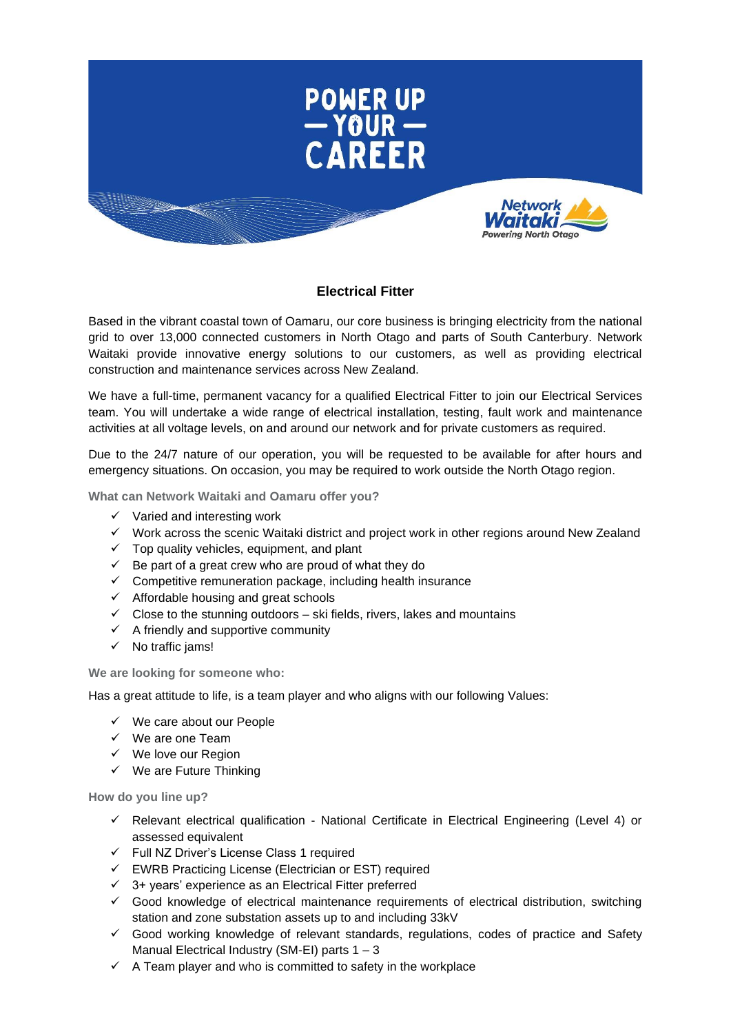POWER UP — YOUR — CAREER

Network Waitaki
Powering North Otago

# Electrical Fitter

Based in the vibrant coastal town of Oamaru, our core business is bringing electricity from the national grid to over 13,000 connected customers in North Otago and parts of South Canterbury. Network Waitaki provide innovative energy solutions to our customers, as well as providing electrical construction and maintenance services across New Zealand.

We have a full-time, permanent vacancy for a qualified Electrical Fitter to join our Electrical Services team. You will undertake a wide range of electrical installation, testing, fault work and maintenance activities at all voltage levels, on and around our network and for private customers as required.

Due to the 24/7 nature of our operation, you will be requested to be available for after hours and emergency situations. On occasion, you may be required to work outside the North Otago region.

### What can Network Waitaki and Oamaru offer you?

- ✓ Varied and interesting work
- ✓ Work across the scenic Waitaki district and project work in other regions around New Zealand
- ✓ Top quality vehicles, equipment, and plant
- ✓ Be part of a great crew who are proud of what they do
- ✓ Competitive remuneration package, including health insurance
- ✓ Affordable housing and great schools
- ✓ Close to the stunning outdoors – ski fields, rivers, lakes and mountains
- ✓ A friendly and supportive community
- ✓ No traffic jams!

### We are looking for someone who:

Has a great attitude to life, is a team player and who aligns with our following Values:

- ✓ We care about our People
- ✓ We are one Team
- ✓ We love our Region
- ✓ We are Future Thinking

### How do you line up?

- ✓ Relevant electrical qualification - National Certificate in Electrical Engineering (Level 4) or assessed equivalent
- ✓ Full NZ Driver's License Class 1 required
- ✓ EWRB Practicing License (Electrician or EST) required
- ✓ 3+ years' experience as an Electrical Fitter preferred
- ✓ Good knowledge of electrical maintenance requirements of electrical distribution, switching station and zone substation assets up to and including 33kV
- ✓ Good working knowledge of relevant standards, regulations, codes of practice and Safety Manual Electrical Industry (SM-EI) parts 1 – 3
- ✓ A Team player and who is committed to safety in the workplace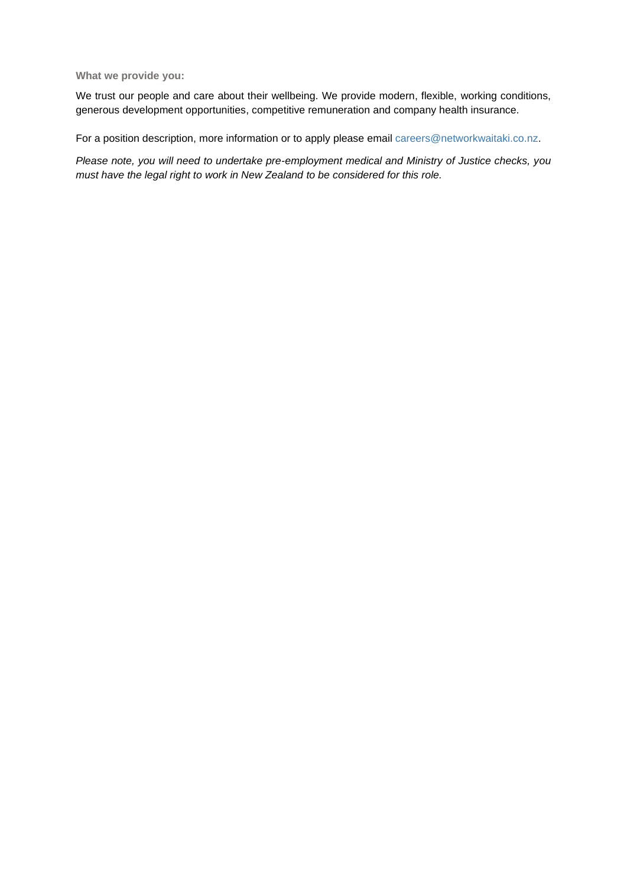**What we provide you:**

We trust our people and care about their wellbeing. We provide modern, flexible, working conditions, generous development opportunities, competitive remuneration and company health insurance.

For a position description, more information or to apply please email careers@networkwaitaki.co.nz.

*Please note, you will need to undertake pre-employment medical and Ministry of Justice checks, you must have the legal right to work in New Zealand to be considered for this role.*